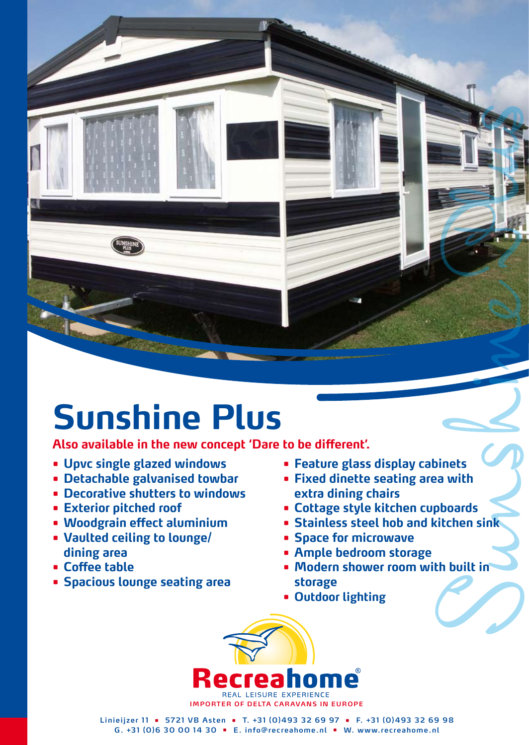# Sunshine Plus

**Also available in the new concept 'Dare to be different'.**

- Upvc single glazed windows
- Detachable galvanised towbar
- Decorative shutters to windows
- Exterior pitched roof
- Woodgrain effect aluminium
- Vaulted ceiling to lounge/ dining area
- Coffee table
- Spacious lounge seating area
- Feature glass display cabinets
- Fixed dinette seating area with extra dining chairs
- Cottage style kitchen cupboards
- Stainless steel hob and kitchen sink
- Space for microwave
- Ample bedroom storage
- Modern shower room with built in storage
- Outdoor lighting

Recreahome®

REAL LEISURE EXPERIENCE

IMPORTER OF DELTA CARAVANS IN EUROPE

Linieijzer 11 • 5721 VB Asten • T. +31 (0)493 32 69 97 • F. +31 (0)493 32 69 98
G. +31 (0)6 30 00 14 30 • E. info@recreahome.nl • W. www.recreahome.nl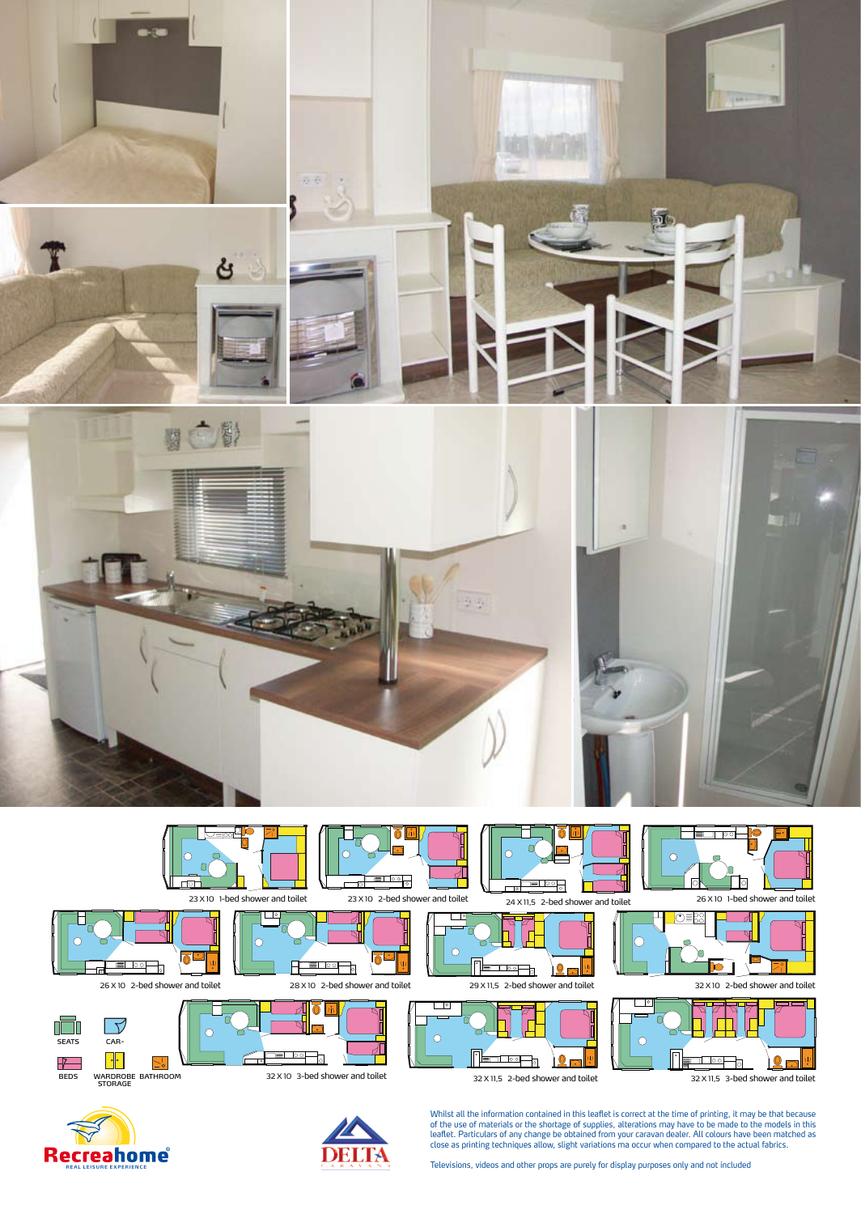23 X 10 1-bed shower and toilet

23 X 10 2-bed shower and toilet

24 X 11,5 2-bed shower and toilet

26 X 10 1-bed shower and toilet

26 X 10 2-bed shower and toilet

28 X 10 2-bed shower and toilet

29 X 11,5 2-bed shower and toilet

32 X 10 2-bed shower and toilet

SEATS

CAR-

BEDS

WARDROBE STORAGE

BATHROOM

32 X 10 3-bed shower and toilet

32 X 11,5 2-bed shower and toilet

32 X 11,5 3-bed shower and toilet

Recreahome® REAL LEISURE EXPERIENCE

DELTA CARAVANS

Whilst all the information contained in this leaflet is correct at the time of printing, it may be that because of the use of materials or the shortage of supplies, alterations may have to be made to the models in this leaflet. Particulars of any change be obtained from your caravan dealer. All colours have been matched as close as printing techniques allow, slight variations ma occur when compared to the actual fabrics.

Televisions, videos and other props are purely for display purposes only and not included